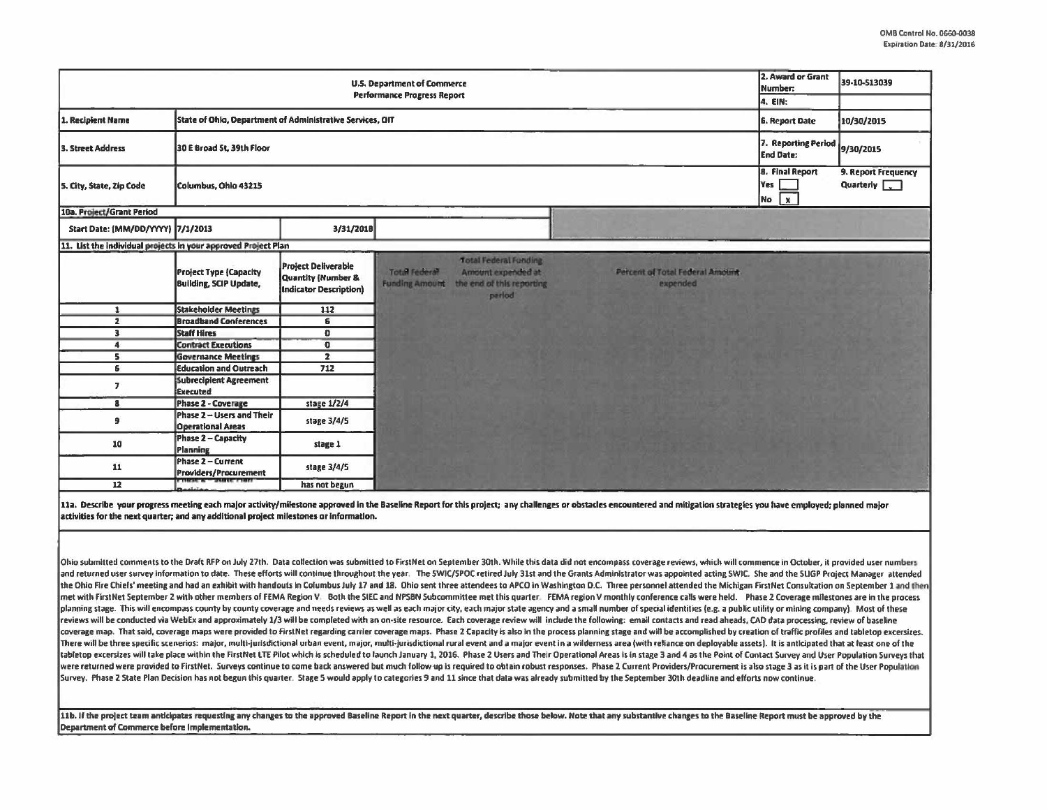OMB Control No. 0660-0038
Expiration Date: 8/31/2016

| U.S. Department of Commerce Performance Progress Report | | | 2. Award or Grant Number: | 39-10-S13039 |
|---|---|---|---|---|
| | | | 4. EIN: | |
| 1. Recipient Name | State of Ohio, Department of Administrative Services, OIT | | 6. Report Date | 10/30/2015 |
| 3. Street Address | 30 E Broad St, 39th Floor | | 7. Reporting Period End Date: | 9/30/2015 |
| 5. City, State, Zip Code | Columbus, Ohio 43215 | | 8. Final Report Yes [ ] No [x] | 9. Report Frequency Quarterly [ ] |

**10a. Project/Grant Period**

| Start Date: (MM/DD/YYYY) | 7/1/2013 | 3/31/2018 |
|---|---|---|

**11. List the individual projects in your approved Project Plan**

| | Project Type (Capacity Building, SCIP Update, | Project Deliverable Quantity (Number & Indicator Description) | Total Federal Funding Amount | Total Federal Funding Amount expended at the end of this reporting period | Percent of Total Federal Amount expended |
|---|---|---|---|---|---|
| 1 | Stakeholder Meetings | 112 | | | |
| 2 | Broadband Conferences | 6 | | | |
| 3 | Staff Hires | 0 | | | |
| 4 | Contract Executions | 0 | | | |
| 5 | Governance Meetings | 2 | | | |
| 6 | Education and Outreach | 712 | | | |
| 7 | Subrecipient Agreement Executed | | | | |
| 8 | Phase 2 - Coverage | stage 1/2/4 | | | |
| 9 | Phase 2 – Users and Their Operational Areas | stage 3/4/5 | | | |
| 10 | Phase 2 – Capacity Planning | stage 1 | | | |
| 11 | Phase 2 – Current Providers/Procurement | stage 3/4/5 | | | |
| 12 | Phase 2 – State Plan Decision | has not begun | | | |

**11a. Describe your progress meeting each major activity/milestone approved in the Baseline Report for this project; any challenges or obstacles encountered and mitigation strategies you have employed; planned major activities for the next quarter; and any additional project milestones or information.**

Ohio submitted comments to the Draft RFP on July 27th. Data collection was submitted to FirstNet on September 30th. While this data did not encompass coverage reviews, which will commence in October, it provided user numbers and returned user survey information to date. These efforts will continue throughout the year. The SWIC/SPOC retired July 31st and the Grants Administrator was appointed acting SWIC. She and the SLIGP Project Manager attended the Ohio Fire Chiefs' meeting and had an exhibit with handouts in Columbus July 17 and 18. Ohio sent three attendees to APCO in Washington D.C. Three personnel attended the Michigan FirstNet Consultation on September 1 and then met with FirstNet September 2 with other members of FEMA Region V. Both the SIEC and NPSBN Subcommittee met this quarter. FEMA region V monthly conference calls were held. Phase 2 Coverage milestones are in the process planning stage. This will encompass county by county coverage and needs reviews as well as each major city, each major state agency and a small number of special identities (e.g. a public utility or mining company). Most of these reviews will be conducted via WebEx and approximately 1/3 will be completed with an on-site resource. Each coverage review will include the following: email contacts and read aheads, CAD data processing, review of baseline coverage map. That said, coverage maps were provided to FirstNet regarding carrier coverage maps. Phase 2 Capacity is also in the process planning stage and will be accomplished by creation of traffic profiles and tabletop excersizes. There will be three specific scenerios: major, multi-jurisdictional urban event, major, multi-jurisdictional rural event and a major event in a wilderness area (with reliance on deployable assets). It is anticipated that at least one of the tabletop excersizes will take place within the FirstNet LTE Pilot which is scheduled to launch January 1, 2016. Phase 2 Users and Their Operational Areas is in stage 3 and 4 as the Point of Contact Survey and User Population Surveys that were returned were provided to FirstNet. Surveys continue to come back answered but much follow-up is required to obtain robust responses. Phase 2 Current Providers/Procurement is also stage 3 as it is part of the User Population Survey. Phase 2 State Plan Decision has not begun this quarter. Stage 5 would apply to categories 9 and 11 since that data was already submitted by the September 30th deadline and efforts now continue.

**11b. If the project team anticipates requesting any changes to the approved Baseline Report in the next quarter, describe those below. Note that any substantive changes to the Baseline Report must be approved by the Department of Commerce before implementation.**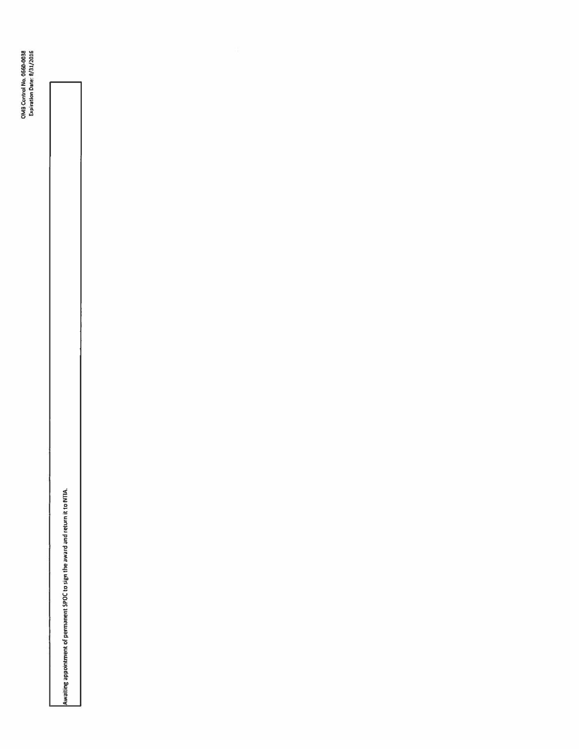Awaiting appointment of permanent SPOC to sign the award and return it to NTIA.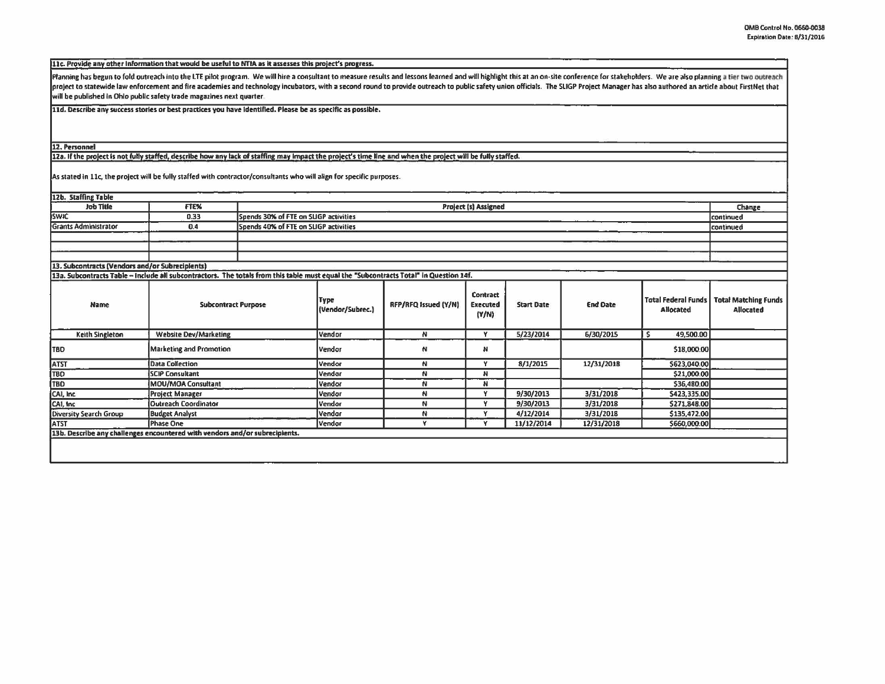OMB Control No. 0660-0038
Expiration Date: 8/31/2016

**11c. Provide any other information that would be useful to NTIA as it assesses this project's progress.**

Planning has begun to fold outreach into the LTE pilot program. We will hire a consultant to measure results and lessons learned and will highlight this at an on-site conference for stakeholders. We are also planning a tier two outreach project to statewide law enforcement and fire academies and technology incubators, with a second round to provide outreach to public safety union officials. The SLIGP Project Manager has also authored an article about FirstNet that will be published in Ohio public safety trade magazines next quarter.

**11d. Describe any success stories or best practices you have identified. Please be as specific as possible.**

**12. Personnel**

**12a. If the project is not fully staffed, describe how any lack of staffing may impact the project's time line and when the project will be fully staffed.**

As stated in 11c, the project will be fully staffed with contractor/consultants who will align for specific purposes.

**12b. Staffing Table**

| Job Title | FTE% | Project (s) Assigned | Change |
|---|---|---|---|
| SWIC | 0.33 | Spends 30% of FTE on SLIGP activities | continued |
| Grants Administrator | 0.4 | Spends 40% of FTE on SLIGP activities | continued |
| | | | |
| | | | |
| | | | |

**13. Subcontracts (Vendors and/or Subrecipients)**

**13a. Subcontracts Table – Include all subcontractors. The totals from this table must equal the "Subcontracts Total" in Question 14f.**

| Name | Subcontract Purpose | Type (Vendor/Subrec.) | RFP/RFQ Issued (Y/N) | Contract Executed (Y/N) | Start Date | End Date | Total Federal Funds Allocated | Total Matching Funds Allocated |
|---|---|---|---|---|---|---|---|---|
| Keith Singleton | Website Dev/Marketing | Vendor | N | Y | 5/23/2014 | 6/30/2015 | $ 49,500.00 | |
| TBD | Marketing and Promotion | Vendor | N | N | | | $18,000.00 | |
| ATST | Data Collection | Vendor | N | Y | 8/1/2015 | 12/31/2018 | $623,040.00 | |
| TBD | SCIP Consultant | Vendor | N | N | | | $21,000.00 | |
| TBD | MOU/MOA Consultant | Vendor | N | N | | | $36,480.00 | |
| CAI, Inc | Project Manager | Vendor | N | Y | 9/30/2013 | 3/31/2018 | $423,335.00 | |
| CAI, Inc | Outreach Coordinator | Vendor | N | Y | 9/30/2013 | 3/31/2018 | $271,848.00 | |
| Diversity Search Group | Budget Analyst | Vendor | N | Y | 4/12/2014 | 3/31/2018 | $135,472.00 | |
| ATST | Phase One | Vendor | Y | Y | 11/12/2014 | 12/31/2018 | $660,000.00 | |

**13b. Describe any challenges encountered with vendors and/or subrecipients.**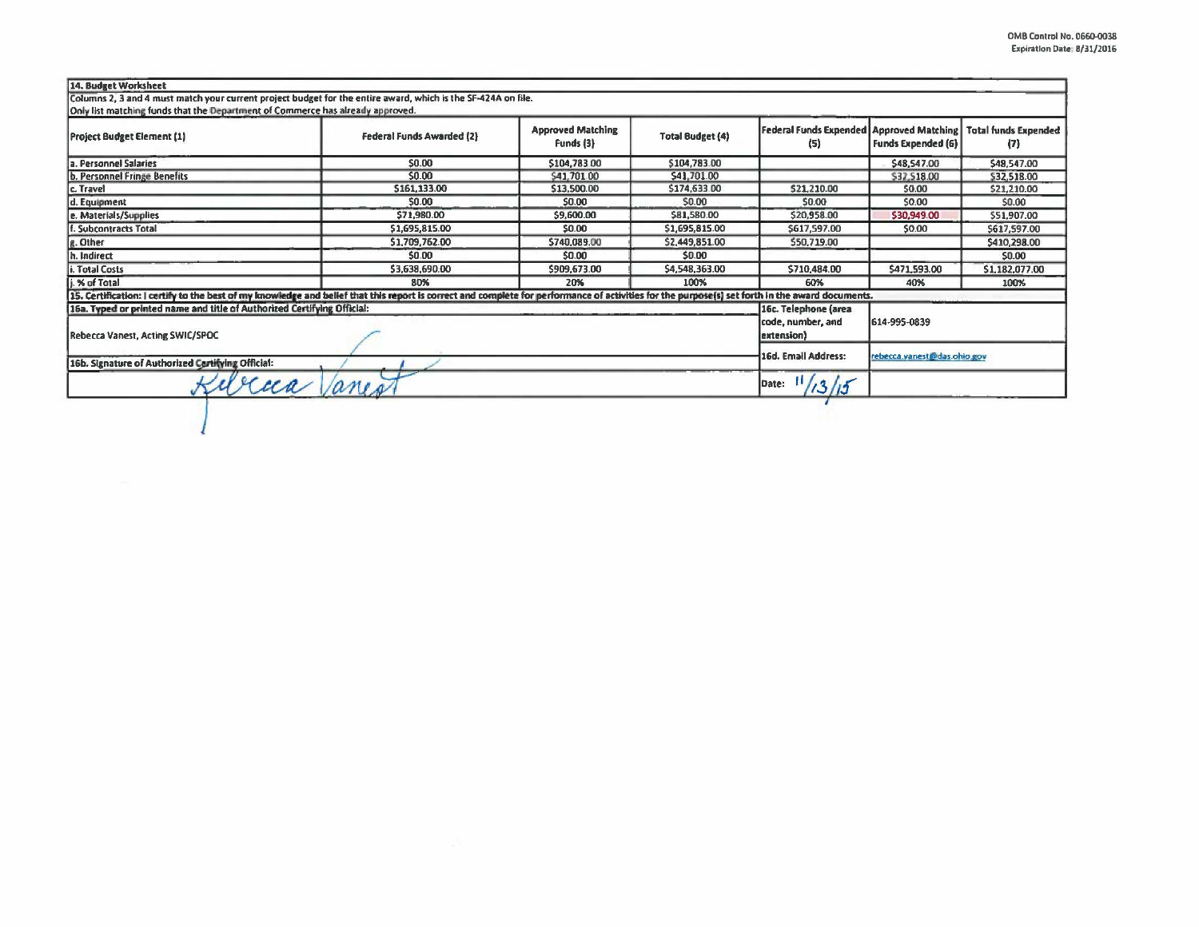OMB Control No. 0660-0038
Expiration Date: 8/31/2016

**14. Budget Worksheet**

Columns 2, 3 and 4 must match your current project budget for the entire award, which is the SF-424A on file.
Only list matching funds that the Department of Commerce has already approved.

| Project Budget Element (1) | Federal Funds Awarded (2) | Approved Matching Funds (3) | Total Budget (4) | Federal Funds Expended (5) | Approved Matching Funds Expended (6) | Total funds Expended (7) |
|---|---|---|---|---|---|---|
| a. Personnel Salaries | $0.00 | $104,783.00 | $104,783.00 | | $48,547.00 | $48,547.00 |
| b. Personnel Fringe Benefits | $0.00 | $41,701.00 | $41,701.00 | | $32,518.00 | $32,518.00 |
| c. Travel | $161,133.00 | $13,500.00 | $174,633.00 | $21,210.00 | $0.00 | $21,210.00 |
| d. Equipment | $0.00 | $0.00 | $0.00 | $0.00 | $0.00 | $0.00 |
| e. Materials/Supplies | $71,980.00 | $9,600.00 | $81,580.00 | $20,958.00 | $30,949.00 | $51,907.00 |
| f. Subcontracts Total | $1,695,815.00 | $0.00 | $1,695,815.00 | $617,597.00 | $0.00 | $617,597.00 |
| g. Other | $1,709,762.00 | $740,089.00 | $2,449,851.00 | $50,719.00 | | $410,298.00 |
| h. Indirect | $0.00 | $0.00 | $0.00 | | | $0.00 |
| i. Total Costs | $3,638,690.00 | $909,673.00 | $4,548,363.00 | $710,484.00 | $471,593.00 | $1,182,077.00 |
| j. % of Total | 80% | 20% | 100% | 60% | 40% | 100% |

**15. Certification:** I certify to the best of my knowledge and belief that this report is correct and complete for performance of activities for the purpose(s) set forth in the award documents.

| | | |
|---|---|---|
| **16a. Typed or printed name and title of Authorized Certifying Official:** Rebecca Vanest, Acting SWIC/SPOC | **16c. Telephone (area code, number, and extension)** | 614-995-0839 |
| | **16d. Email Address:** | rebecca.vanest@das.ohio.gov |
| **16b. Signature of Authorized Certifying Official:** Rebecca Vanest | Date: 11/13/15 | |